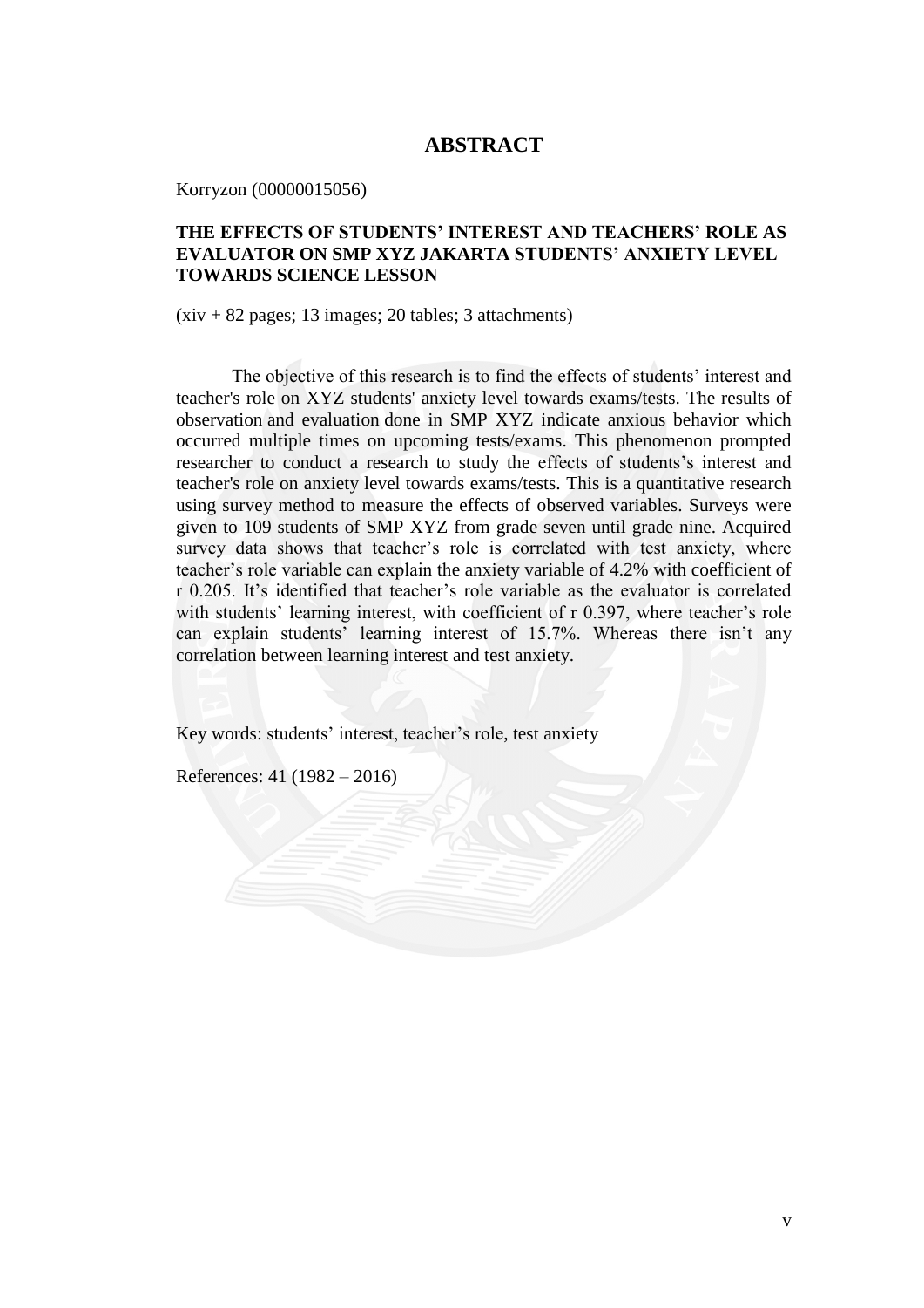# ABSTRACT

Korryzon (00000015056)

**THE EFFECTS OF STUDENTS' INTEREST AND TEACHERS' ROLE AS EVALUATOR ON SMP XYZ JAKARTA STUDENTS' ANXIETY LEVEL TOWARDS SCIENCE LESSON**

(xiv + 82 pages; 13 images; 20 tables; 3 attachments)

The objective of this research is to find the effects of students' interest and teacher's role on XYZ students' anxiety level towards exams/tests. The results of observation and evaluation done in SMP XYZ indicate anxious behavior which occurred multiple times on upcoming tests/exams. This phenomenon prompted researcher to conduct a research to study the effects of students's interest and teacher's role on anxiety level towards exams/tests. This is a quantitative research using survey method to measure the effects of observed variables. Surveys were given to 109 students of SMP XYZ from grade seven until grade nine. Acquired survey data shows that teacher's role is correlated with test anxiety, where teacher's role variable can explain the anxiety variable of 4.2% with coefficient of r 0.205. It's identified that teacher's role variable as the evaluator is correlated with students' learning interest, with coefficient of r 0.397, where teacher's role can explain students' learning interest of 15.7%. Whereas there isn't any correlation between learning interest and test anxiety.

Key words: students' interest, teacher's role, test anxiety

References: 41 (1982 – 2016)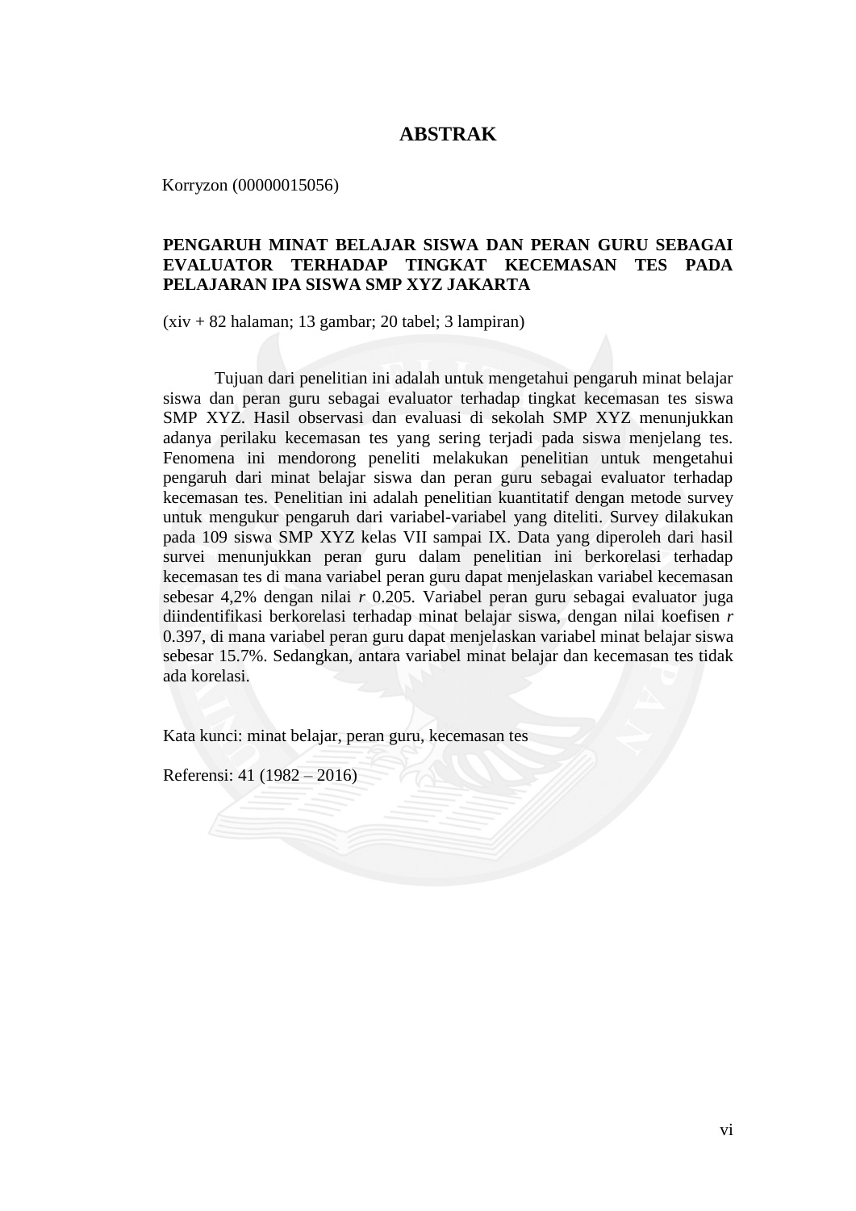# ABSTRAK

Korryzon (00000015056)

**PENGARUH MINAT BELAJAR SISWA DAN PERAN GURU SEBAGAI EVALUATOR TERHADAP TINGKAT KECEMASAN TES PADA PELAJARAN IPA SISWA SMP XYZ JAKARTA**

(xiv + 82 halaman; 13 gambar; 20 tabel; 3 lampiran)

Tujuan dari penelitian ini adalah untuk mengetahui pengaruh minat belajar siswa dan peran guru sebagai evaluator terhadap tingkat kecemasan tes siswa SMP XYZ. Hasil observasi dan evaluasi di sekolah SMP XYZ menunjukkan adanya perilaku kecemasan tes yang sering terjadi pada siswa menjelang tes. Fenomena ini mendorong peneliti melakukan penelitian untuk mengetahui pengaruh dari minat belajar siswa dan peran guru sebagai evaluator terhadap kecemasan tes. Penelitian ini adalah penelitian kuantitatif dengan metode survey untuk mengukur pengaruh dari variabel-variabel yang diteliti. Survey dilakukan pada 109 siswa SMP XYZ kelas VII sampai IX. Data yang diperoleh dari hasil survei menunjukkan peran guru dalam penelitian ini berkorelasi terhadap kecemasan tes di mana variabel peran guru dapat menjelaskan variabel kecemasan sebesar 4,2% dengan nilai $r$ 0.205. Variabel peran guru sebagai evaluator juga diindentifikasi berkorelasi terhadap minat belajar siswa, dengan nilai koefisen $r$ 0.397, di mana variabel peran guru dapat menjelaskan variabel minat belajar siswa sebesar 15.7%. Sedangkan, antara variabel minat belajar dan kecemasan tes tidak ada korelasi.

Kata kunci: minat belajar, peran guru, kecemasan tes

Referensi: 41 (1982 – 2016)